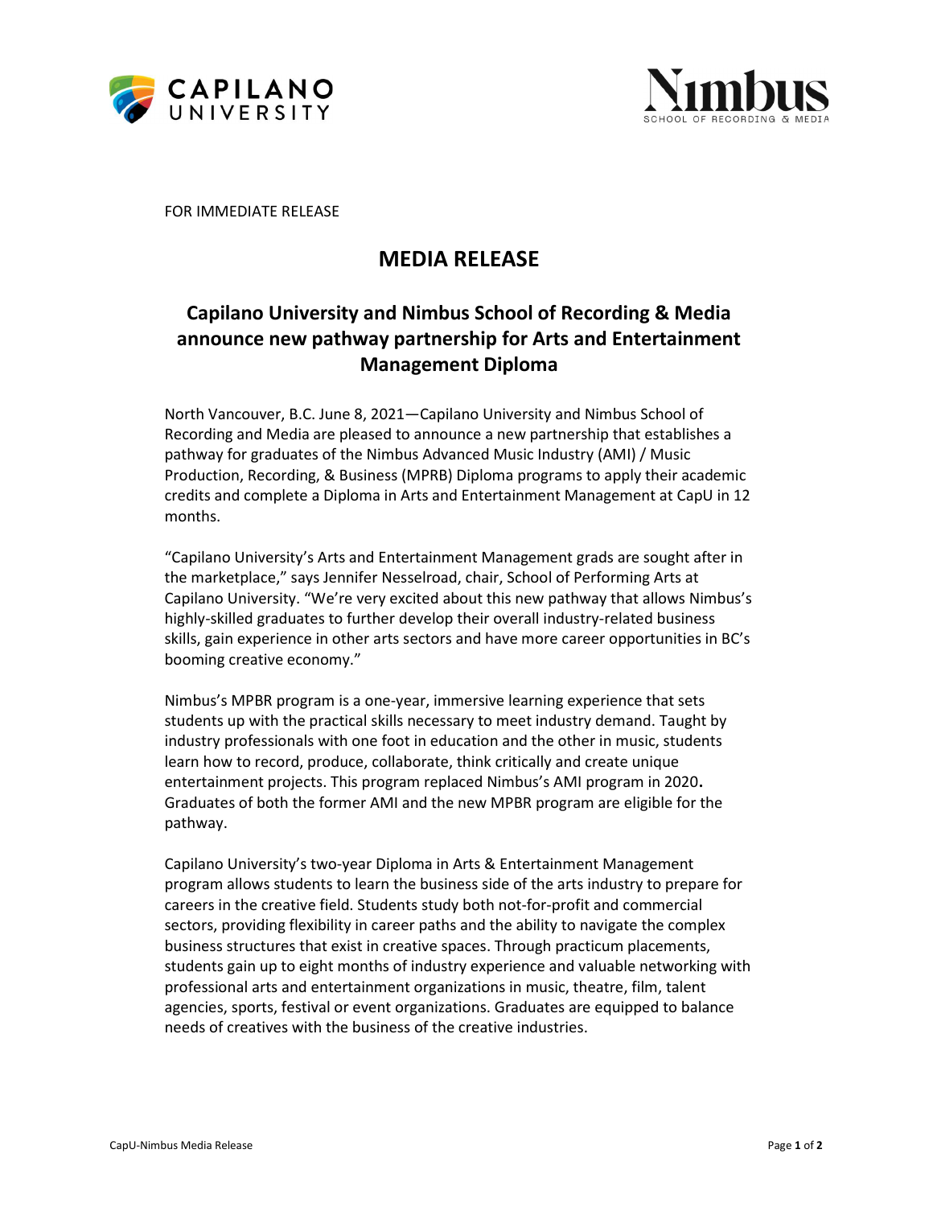FOR IMMEDIATE RELEASE

# MEDIA RELEASE

## Capilano University and Nimbus School of Recording & Media announce new pathway partnership for Arts and Entertainment Management Diploma

North Vancouver, B.C. June 8, 2021—Capilano University and Nimbus School of Recording and Media are pleased to announce a new partnership that establishes a pathway for graduates of the Nimbus Advanced Music Industry (AMI) / Music Production, Recording, & Business (MPRB) Diploma programs to apply their academic credits and complete a Diploma in Arts and Entertainment Management at CapU in 12 months.

"Capilano University's Arts and Entertainment Management grads are sought after in the marketplace," says Jennifer Nesselroad, chair, School of Performing Arts at Capilano University. "We're very excited about this new pathway that allows Nimbus's highly-skilled graduates to further develop their overall industry-related business skills, gain experience in other arts sectors and have more career opportunities in BC's booming creative economy."

Nimbus's MPBR program is a one-year, immersive learning experience that sets students up with the practical skills necessary to meet industry demand. Taught by industry professionals with one foot in education and the other in music, students learn how to record, produce, collaborate, think critically and create unique entertainment projects. This program replaced Nimbus's AMI program in 2020**.** Graduates of both the former AMI and the new MPBR program are eligible for the pathway.

Capilano University's two-year Diploma in Arts & Entertainment Management program allows students to learn the business side of the arts industry to prepare for careers in the creative field. Students study both not-for-profit and commercial sectors, providing flexibility in career paths and the ability to navigate the complex business structures that exist in creative spaces. Through practicum placements, students gain up to eight months of industry experience and valuable networking with professional arts and entertainment organizations in music, theatre, film, talent agencies, sports, festival or event organizations. Graduates are equipped to balance needs of creatives with the business of the creative industries.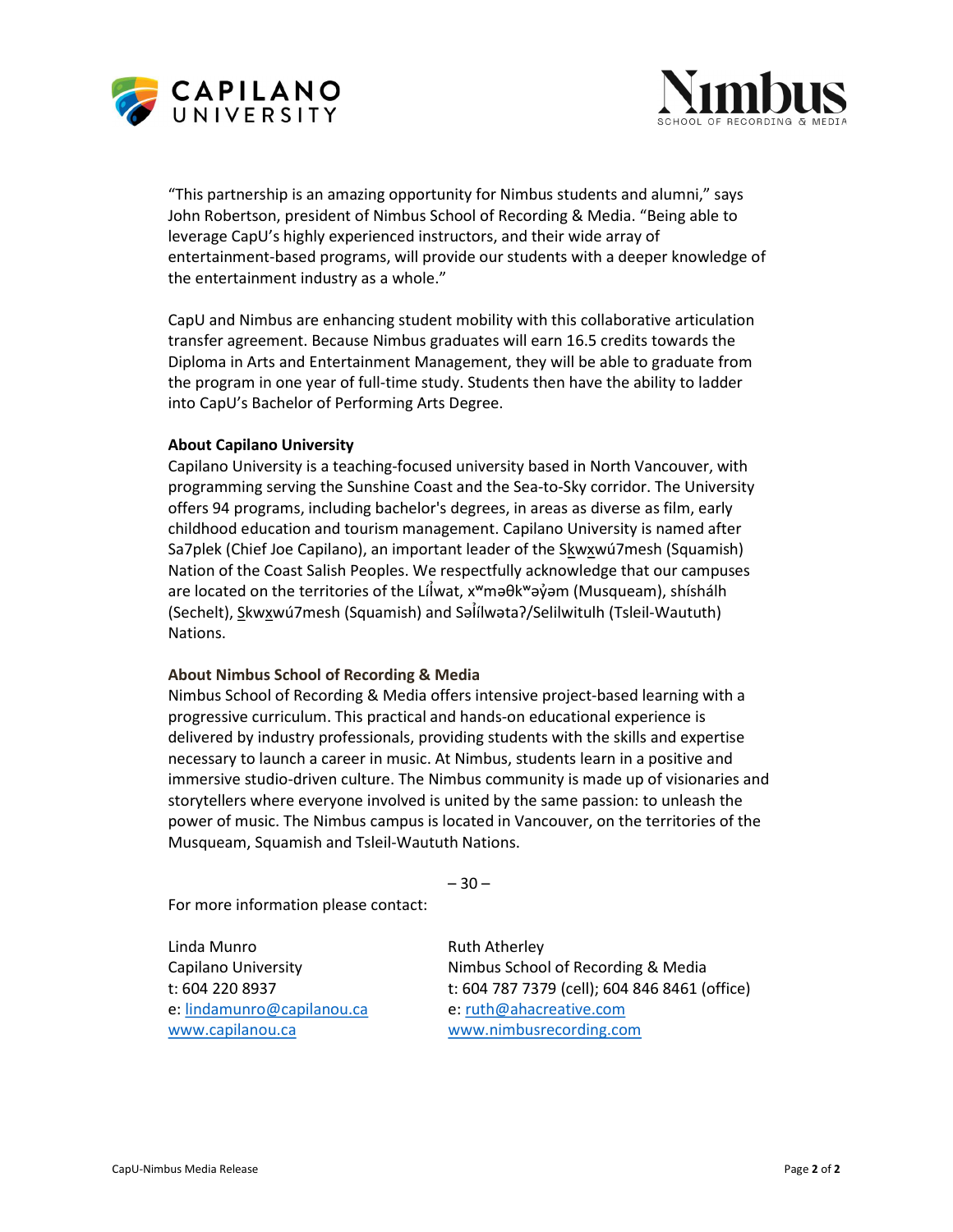"This partnership is an amazing opportunity for Nimbus students and alumni," says John Robertson, president of Nimbus School of Recording & Media. "Being able to leverage CapU's highly experienced instructors, and their wide array of entertainment-based programs, will provide our students with a deeper knowledge of the entertainment industry as a whole."

CapU and Nimbus are enhancing student mobility with this collaborative articulation transfer agreement. Because Nimbus graduates will earn 16.5 credits towards the Diploma in Arts and Entertainment Management, they will be able to graduate from the program in one year of full-time study. Students then have the ability to ladder into CapU's Bachelor of Performing Arts Degree.

**About Capilano University**

Capilano University is a teaching-focused university based in North Vancouver, with programming serving the Sunshine Coast and the Sea-to-Sky corridor. The University offers 94 programs, including bachelor's degrees, in areas as diverse as film, early childhood education and tourism management. Capilano University is named after Sa7plek (Chief Joe Capilano), an important leader of the S<u>k</u>wx<u>w</u>ú7mesh (Squamish) Nation of the Coast Salish Peoples. We respectfully acknowledge that our campuses are located on the territories of the Lílwat, xʷməθkʷəy̓əm (Musqueam), shíshálh (Sechelt), S<u>k</u>wx<u>w</u>ú7mesh (Squamish) and Səl̓ílwətaʔ/Selilwitulh (Tsleil-Waututh) Nations.

**About Nimbus School of Recording & Media**

Nimbus School of Recording & Media offers intensive project-based learning with a progressive curriculum. This practical and hands-on educational experience is delivered by industry professionals, providing students with the skills and expertise necessary to launch a career in music. At Nimbus, students learn in a positive and immersive studio-driven culture. The Nimbus community is made up of visionaries and storytellers where everyone involved is united by the same passion: to unleash the power of music. The Nimbus campus is located in Vancouver, on the territories of the Musqueam, Squamish and Tsleil-Waututh Nations.

– 30 –

For more information please contact:

Linda Munro
Capilano University
t: 604 220 8937
e: lindamunro@capilanou.ca
www.capilanou.ca

Ruth Atherley
Nimbus School of Recording & Media
t: 604 787 7379 (cell); 604 846 8461 (office)
e: ruth@ahacreative.com
www.nimbusrecording.com